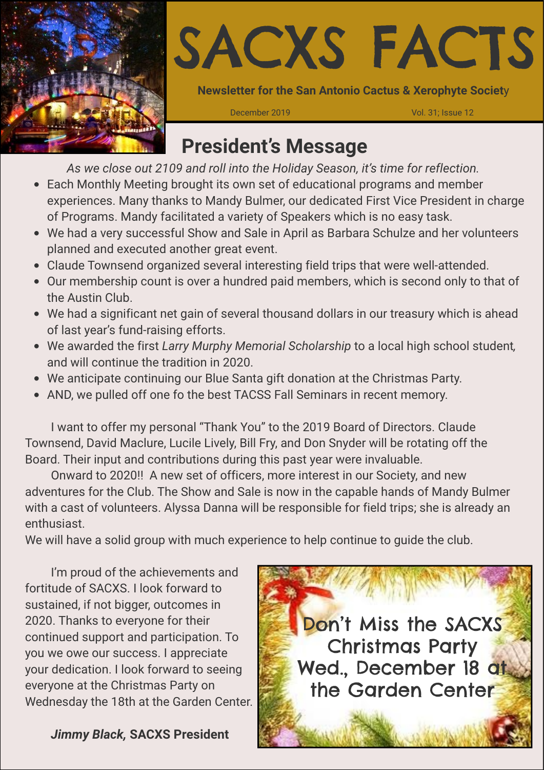# SACXS FACTS

**Newsletter for the San Antonio Cactus & Xerophyte Society**

December 2019 Vol. 31; Issue 12

## President's Message

*As we close out 2109 and roll into the Holiday Season, it's time for reflection.*

- Each Monthly Meeting brought its own set of educational programs and member experiences. Many thanks to Mandy Bulmer, our dedicated First Vice President in charge of Programs. Mandy facilitated a variety of Speakers which is no easy task.
- We had a very successful Show and Sale in April as Barbara Schulze and her volunteers planned and executed another great event.
- Claude Townsend organized several interesting field trips that were well-attended.
- Our membership count is over a hundred paid members, which is second only to that of the Austin Club.
- We had a significant net gain of several thousand dollars in our treasury which is ahead of last year's fund-raising efforts.
- We awarded the first *Larry Murphy Memorial Scholarship* to a local high school student, and will continue the tradition in 2020.
- We anticipate continuing our Blue Santa gift donation at the Christmas Party.
- AND, we pulled off one fo the best TACSS Fall Seminars in recent memory.

I want to offer my personal "Thank You" to the 2019 Board of Directors. Claude Townsend, David Maclure, Lucile Lively, Bill Fry, and Don Snyder will be rotating off the Board. Their input and contributions during this past year were invaluable.

Onward to 2020!! A new set of officers, more interest in our Society, and new adventures for the Club. The Show and Sale is now in the capable hands of Mandy Bulmer with a cast of volunteers. Alyssa Danna will be responsible for field trips; she is already an enthusiast.

We will have a solid group with much experience to help continue to guide the club.

I'm proud of the achievements and fortitude of SACXS. I look forward to sustained, if not bigger, outcomes in 2020. Thanks to everyone for their continued support and participation. To you we owe our success. I appreciate your dedication. I look forward to seeing everyone at the Christmas Party on Wednesday the 18th at the Garden Center.

***Jimmy Black,* SACXS President**

Don't Miss the SACXS Christmas Party Wed., December 18 at the Garden Center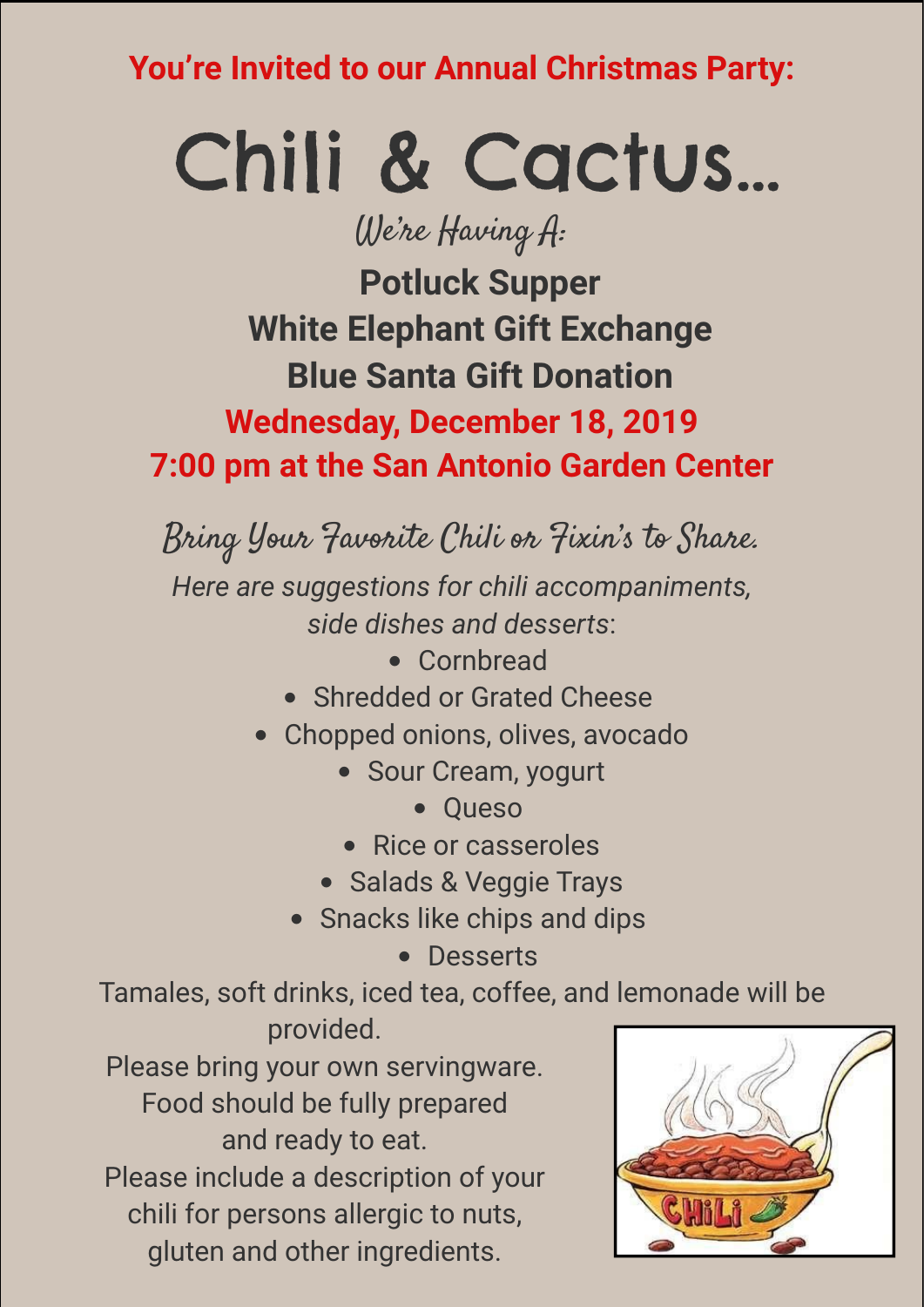**You're Invited to our Annual Christmas Party:**

# Chili & Cactus...

*We're Having A:*

**Potluck Supper**

**White Elephant Gift Exchange**

**Blue Santa Gift Donation**

**Wednesday, December 18, 2019**

**7:00 pm at the San Antonio Garden Center**

*Bring Your Favorite Chili or Fixin's to Share.*

*Here are suggestions for chili accompaniments, side dishes and desserts*:

- Cornbread
- Shredded or Grated Cheese
- Chopped onions, olives, avocado
- Sour Cream, yogurt
- Queso
- Rice or casseroles
- Salads & Veggie Trays
- Snacks like chips and dips
- Desserts

Tamales, soft drinks, iced tea, coffee, and lemonade will be provided.

Please bring your own servingware.

Food should be fully prepared and ready to eat.

Please include a description of your chili for persons allergic to nuts, gluten and other ingredients.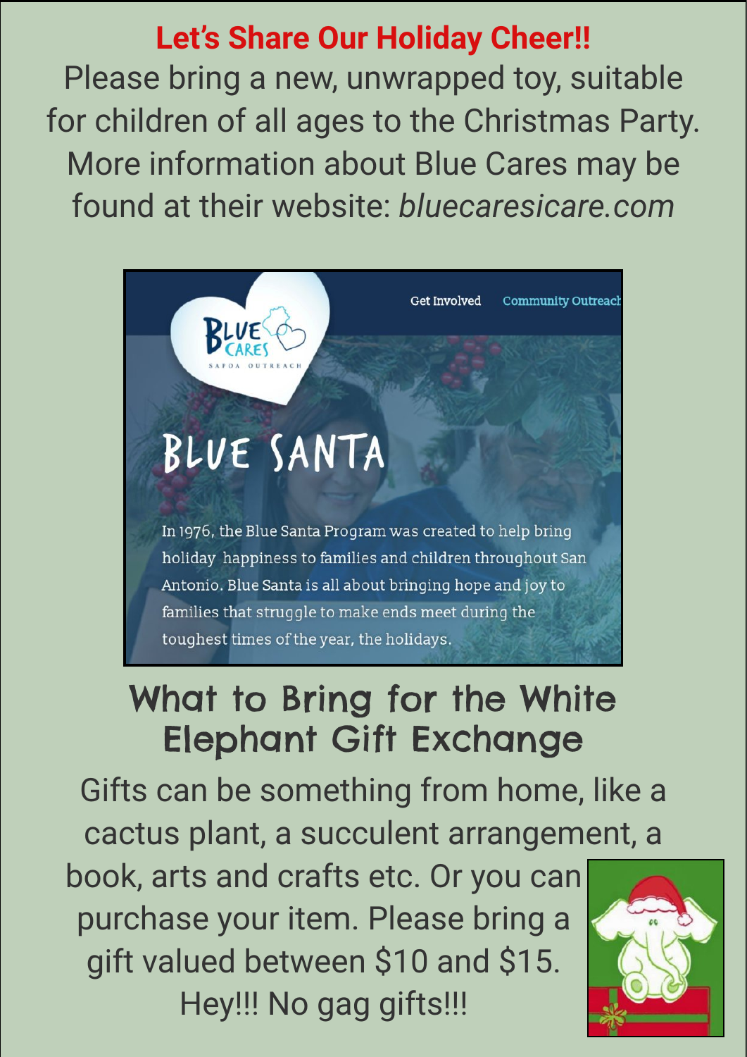## Let's Share Our Holiday Cheer!!

Please bring a new, unwrapped toy, suitable for children of all ages to the Christmas Party. More information about Blue Cares may be found at their website: *bluecaresicare.com*

Get Involved Community Outreach

BLUE CARES

SAPOA OUTREACH

# BLUE SANTA

In 1976, the Blue Santa Program was created to help bring holiday happiness to families and children throughout San Antonio. Blue Santa is all about bringing hope and joy to families that struggle to make ends meet during the toughest times of the year, the holidays.

## What to Bring for the White Elephant Gift Exchange

Gifts can be something from home, like a cactus plant, a succulent arrangement, a book, arts and crafts etc. Or you can purchase your item. Please bring a gift valued between $10 and $15. Hey!!! No gag gifts!!!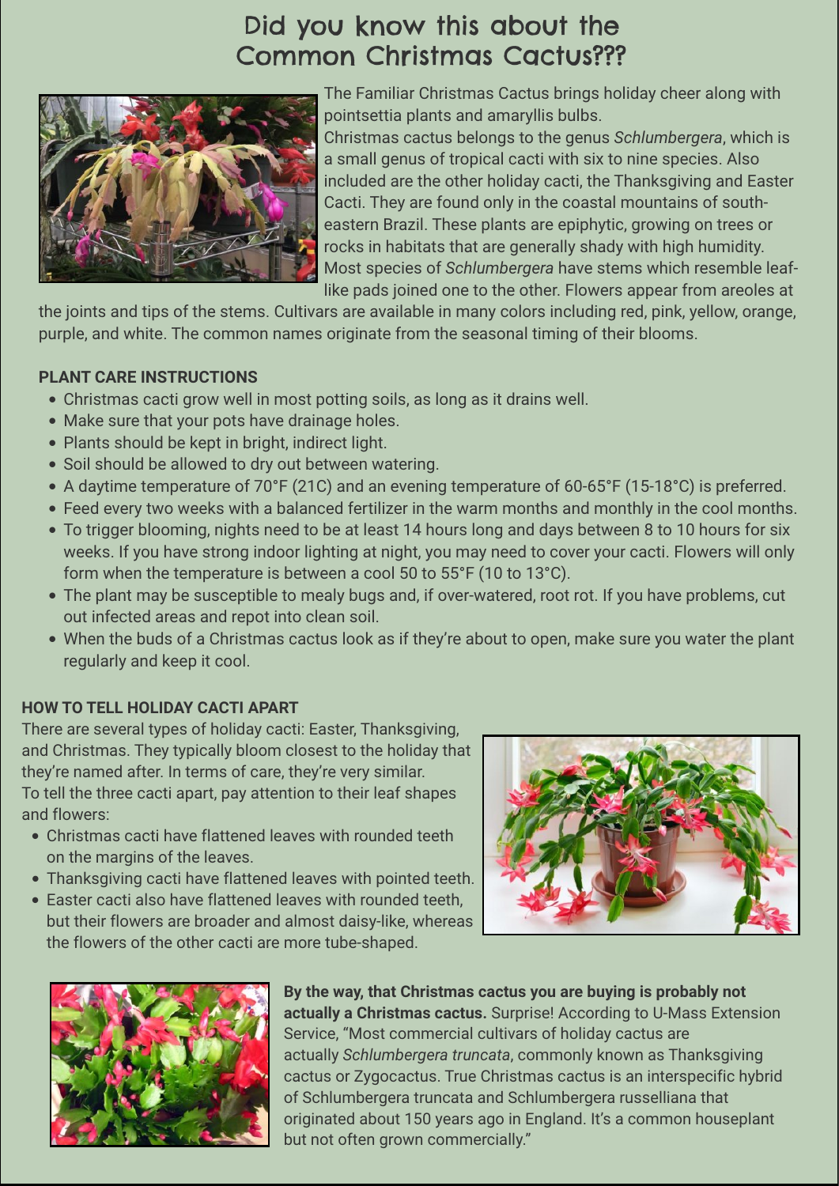# Did you know this about the Common Christmas Cactus???

The Familiar Christmas Cactus brings holiday cheer along with pointsettia plants and amaryllis bulbs.

Christmas cactus belongs to the genus *Schlumbergera*, which is a small genus of tropical cacti with six to nine species. Also included are the other holiday cacti, the Thanksgiving and Easter Cacti. They are found only in the coastal mountains of south-eastern Brazil. These plants are epiphytic, growing on trees or rocks in habitats that are generally shady with high humidity. Most species of *Schlumbergera* have stems which resemble leaf-like pads joined one to the other. Flowers appear from areoles at the joints and tips of the stems. Cultivars are available in many colors including red, pink, yellow, orange, purple, and white. The common names originate from the seasonal timing of their blooms.

**PLANT CARE INSTRUCTIONS**

- Christmas cacti grow well in most potting soils, as long as it drains well.
- Make sure that your pots have drainage holes.
- Plants should be kept in bright, indirect light.
- Soil should be allowed to dry out between watering.
- A daytime temperature of 70°F (21C) and an evening temperature of 60-65°F (15-18°C) is preferred.
- Feed every two weeks with a balanced fertilizer in the warm months and monthly in the cool months.
- To trigger blooming, nights need to be at least 14 hours long and days between 8 to 10 hours for six weeks. If you have strong indoor lighting at night, you may need to cover your cacti. Flowers will only form when the temperature is between a cool 50 to 55°F (10 to 13°C).
- The plant may be susceptible to mealy bugs and, if over-watered, root rot. If you have problems, cut out infected areas and repot into clean soil.
- When the buds of a Christmas cactus look as if they're about to open, make sure you water the plant regularly and keep it cool.

**HOW TO TELL HOLIDAY CACTI APART**

There are several types of holiday cacti: Easter, Thanksgiving, and Christmas. They typically bloom closest to the holiday that they're named after. In terms of care, they're very similar.

To tell the three cacti apart, pay attention to their leaf shapes and flowers:

- Christmas cacti have flattened leaves with rounded teeth on the margins of the leaves.
- Thanksgiving cacti have flattened leaves with pointed teeth.
- Easter cacti also have flattened leaves with rounded teeth, but their flowers are broader and almost daisy-like, whereas the flowers of the other cacti are more tube-shaped.

**By the way, that Christmas cactus you are buying is probably not actually a Christmas cactus.** Surprise! According to U-Mass Extension Service, "Most commercial cultivars of holiday cactus are actually *Schlumbergera truncata*, commonly known as Thanksgiving cactus or Zygocactus. True Christmas cactus is an interspecific hybrid of Schlumbergera truncata and Schlumbergera russelliana that originated about 150 years ago in England. It's a common houseplant but not often grown commercially."